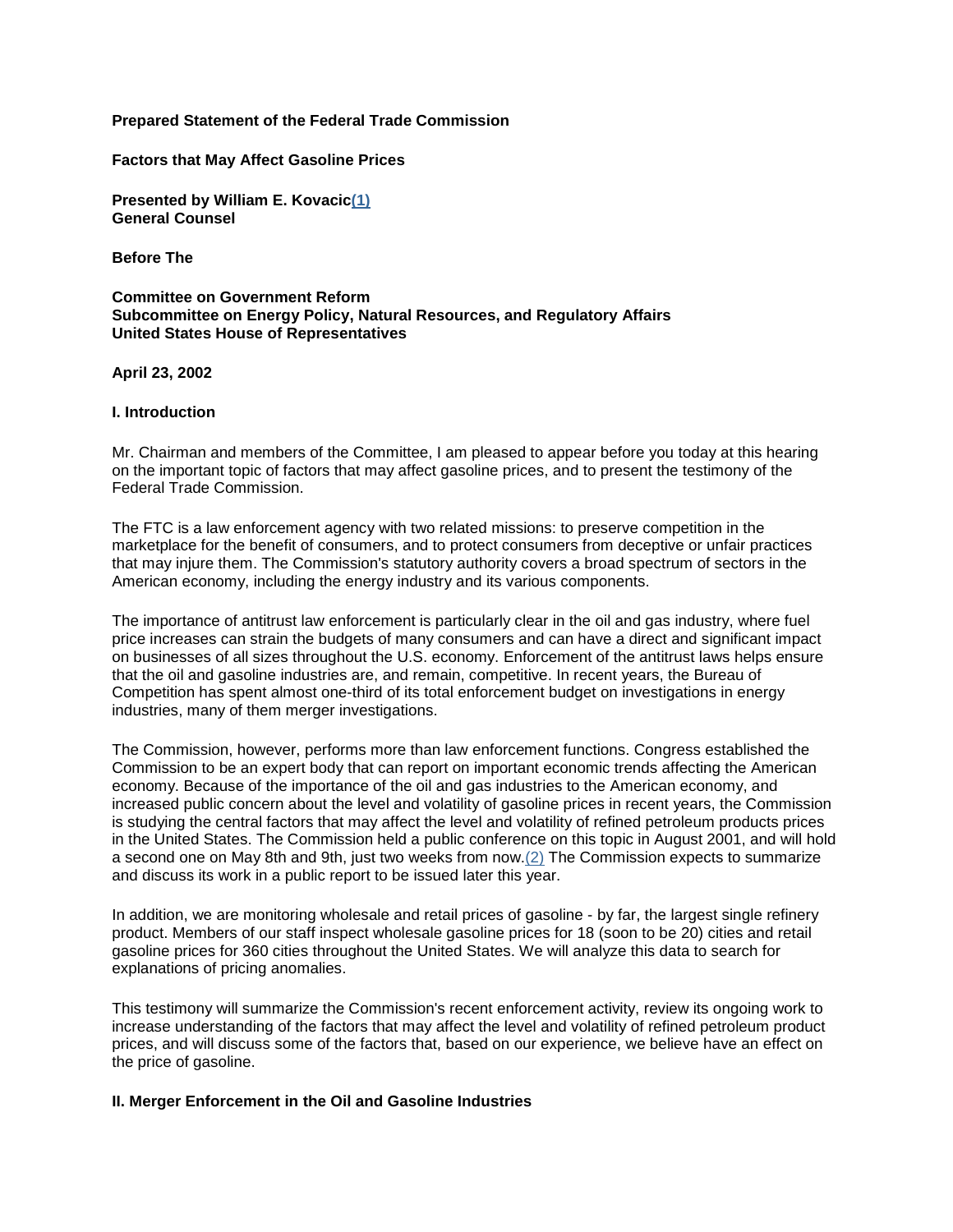**Prepared Statement of the Federal Trade Commission**

**Factors that May Affect Gasoline Prices**

**Presented by William E. Kovacic[1]**
**General Counsel**

**Before The**

**Committee on Government Reform**
**Subcommittee on Energy Policy, Natural Resources, and Regulatory Affairs**
**United States House of Representatives**

**April 23, 2002**

## I. Introduction

Mr. Chairman and members of the Committee, I am pleased to appear before you today at this hearing on the important topic of factors that may affect gasoline prices, and to present the testimony of the Federal Trade Commission.

The FTC is a law enforcement agency with two related missions: to preserve competition in the marketplace for the benefit of consumers, and to protect consumers from deceptive or unfair practices that may injure them. The Commission's statutory authority covers a broad spectrum of sectors in the American economy, including the energy industry and its various components.

The importance of antitrust law enforcement is particularly clear in the oil and gas industry, where fuel price increases can strain the budgets of many consumers and can have a direct and significant impact on businesses of all sizes throughout the U.S. economy. Enforcement of the antitrust laws helps ensure that the oil and gasoline industries are, and remain, competitive. In recent years, the Bureau of Competition has spent almost one-third of its total enforcement budget on investigations in energy industries, many of them merger investigations.

The Commission, however, performs more than law enforcement functions. Congress established the Commission to be an expert body that can report on important economic trends affecting the American economy. Because of the importance of the oil and gas industries to the American economy, and increased public concern about the level and volatility of gasoline prices in recent years, the Commission is studying the central factors that may affect the level and volatility of refined petroleum products prices in the United States. The Commission held a public conference on this topic in August 2001, and will hold a second one on May 8th and 9th, just two weeks from now.[2] The Commission expects to summarize and discuss its work in a public report to be issued later this year.

In addition, we are monitoring wholesale and retail prices of gasoline - by far, the largest single refinery product. Members of our staff inspect wholesale gasoline prices for 18 (soon to be 20) cities and retail gasoline prices for 360 cities throughout the United States. We will analyze this data to search for explanations of pricing anomalies.

This testimony will summarize the Commission's recent enforcement activity, review its ongoing work to increase understanding of the factors that may affect the level and volatility of refined petroleum product prices, and will discuss some of the factors that, based on our experience, we believe have an effect on the price of gasoline.

## II. Merger Enforcement in the Oil and Gasoline Industries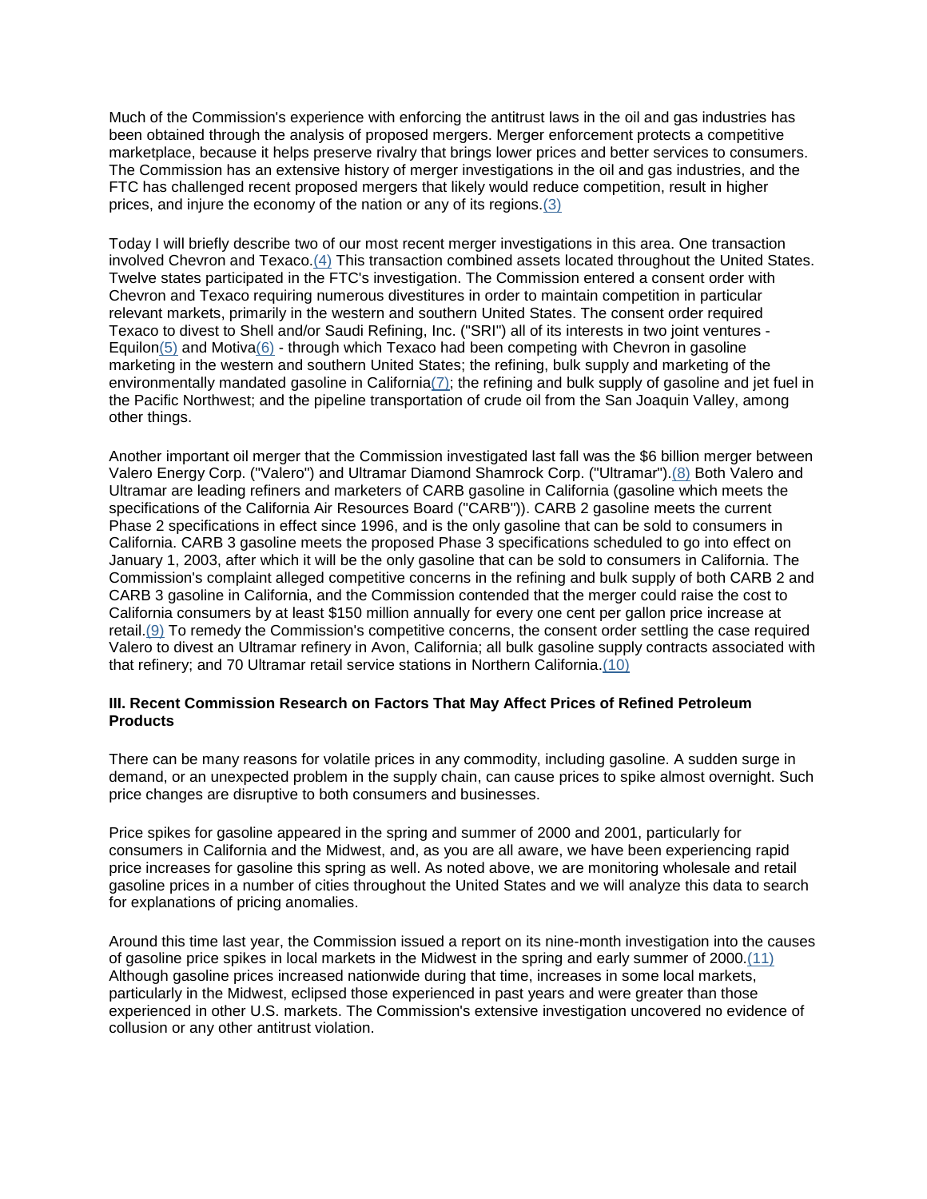Much of the Commission's experience with enforcing the antitrust laws in the oil and gas industries has been obtained through the analysis of proposed mergers. Merger enforcement protects a competitive marketplace, because it helps preserve rivalry that brings lower prices and better services to consumers. The Commission has an extensive history of merger investigations in the oil and gas industries, and the FTC has challenged recent proposed mergers that likely would reduce competition, result in higher prices, and injure the economy of the nation or any of its regions.(3)

Today I will briefly describe two of our most recent merger investigations in this area. One transaction involved Chevron and Texaco.(4) This transaction combined assets located throughout the United States. Twelve states participated in the FTC's investigation. The Commission entered a consent order with Chevron and Texaco requiring numerous divestitures in order to maintain competition in particular relevant markets, primarily in the western and southern United States. The consent order required Texaco to divest to Shell and/or Saudi Refining, Inc. ("SRI") all of its interests in two joint ventures - Equilon(5) and Motiva(6) - through which Texaco had been competing with Chevron in gasoline marketing in the western and southern United States; the refining, bulk supply and marketing of the environmentally mandated gasoline in California(7); the refining and bulk supply of gasoline and jet fuel in the Pacific Northwest; and the pipeline transportation of crude oil from the San Joaquin Valley, among other things.

Another important oil merger that the Commission investigated last fall was the $6 billion merger between Valero Energy Corp. ("Valero") and Ultramar Diamond Shamrock Corp. ("Ultramar").(8) Both Valero and Ultramar are leading refiners and marketers of CARB gasoline in California (gasoline which meets the specifications of the California Air Resources Board ("CARB")). CARB 2 gasoline meets the current Phase 2 specifications in effect since 1996, and is the only gasoline that can be sold to consumers in California. CARB 3 gasoline meets the proposed Phase 3 specifications scheduled to go into effect on January 1, 2003, after which it will be the only gasoline that can be sold to consumers in California. The Commission's complaint alleged competitive concerns in the refining and bulk supply of both CARB 2 and CARB 3 gasoline in California, and the Commission contended that the merger could raise the cost to California consumers by at least $150 million annually for every one cent per gallon price increase at retail.(9) To remedy the Commission's competitive concerns, the consent order settling the case required Valero to divest an Ultramar refinery in Avon, California; all bulk gasoline supply contracts associated with that refinery; and 70 Ultramar retail service stations in Northern California.(10)

### III. Recent Commission Research on Factors That May Affect Prices of Refined Petroleum Products

There can be many reasons for volatile prices in any commodity, including gasoline. A sudden surge in demand, or an unexpected problem in the supply chain, can cause prices to spike almost overnight. Such price changes are disruptive to both consumers and businesses.

Price spikes for gasoline appeared in the spring and summer of 2000 and 2001, particularly for consumers in California and the Midwest, and, as you are all aware, we have been experiencing rapid price increases for gasoline this spring as well. As noted above, we are monitoring wholesale and retail gasoline prices in a number of cities throughout the United States and we will analyze this data to search for explanations of pricing anomalies.

Around this time last year, the Commission issued a report on its nine-month investigation into the causes of gasoline price spikes in local markets in the Midwest in the spring and early summer of 2000.(11) Although gasoline prices increased nationwide during that time, increases in some local markets, particularly in the Midwest, eclipsed those experienced in past years and were greater than those experienced in other U.S. markets. The Commission's extensive investigation uncovered no evidence of collusion or any other antitrust violation.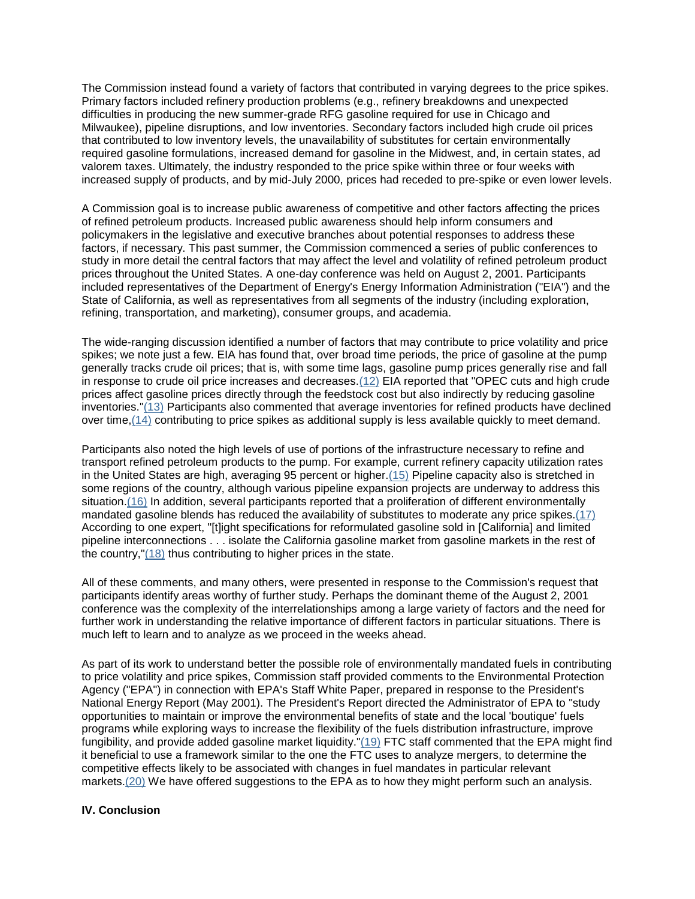The Commission instead found a variety of factors that contributed in varying degrees to the price spikes. Primary factors included refinery production problems (e.g., refinery breakdowns and unexpected difficulties in producing the new summer-grade RFG gasoline required for use in Chicago and Milwaukee), pipeline disruptions, and low inventories. Secondary factors included high crude oil prices that contributed to low inventory levels, the unavailability of substitutes for certain environmentally required gasoline formulations, increased demand for gasoline in the Midwest, and, in certain states, ad valorem taxes. Ultimately, the industry responded to the price spike within three or four weeks with increased supply of products, and by mid-July 2000, prices had receded to pre-spike or even lower levels.

A Commission goal is to increase public awareness of competitive and other factors affecting the prices of refined petroleum products. Increased public awareness should help inform consumers and policymakers in the legislative and executive branches about potential responses to address these factors, if necessary. This past summer, the Commission commenced a series of public conferences to study in more detail the central factors that may affect the level and volatility of refined petroleum product prices throughout the United States. A one-day conference was held on August 2, 2001. Participants included representatives of the Department of Energy's Energy Information Administration ("EIA") and the State of California, as well as representatives from all segments of the industry (including exploration, refining, transportation, and marketing), consumer groups, and academia.

The wide-ranging discussion identified a number of factors that may contribute to price volatility and price spikes; we note just a few. EIA has found that, over broad time periods, the price of gasoline at the pump generally tracks crude oil prices; that is, with some time lags, gasoline pump prices generally rise and fall in response to crude oil price increases and decreases.(12) EIA reported that "OPEC cuts and high crude prices affect gasoline prices directly through the feedstock cost but also indirectly by reducing gasoline inventories."(13) Participants also commented that average inventories for refined products have declined over time,(14) contributing to price spikes as additional supply is less available quickly to meet demand.

Participants also noted the high levels of use of portions of the infrastructure necessary to refine and transport refined petroleum products to the pump. For example, current refinery capacity utilization rates in the United States are high, averaging 95 percent or higher.(15) Pipeline capacity also is stretched in some regions of the country, although various pipeline expansion projects are underway to address this situation.(16) In addition, several participants reported that a proliferation of different environmentally mandated gasoline blends has reduced the availability of substitutes to moderate any price spikes.(17) According to one expert, "[t]ight specifications for reformulated gasoline sold in [California] and limited pipeline interconnections . . . isolate the California gasoline market from gasoline markets in the rest of the country,"(18) thus contributing to higher prices in the state.

All of these comments, and many others, were presented in response to the Commission's request that participants identify areas worthy of further study. Perhaps the dominant theme of the August 2, 2001 conference was the complexity of the interrelationships among a large variety of factors and the need for further work in understanding the relative importance of different factors in particular situations. There is much left to learn and to analyze as we proceed in the weeks ahead.

As part of its work to understand better the possible role of environmentally mandated fuels in contributing to price volatility and price spikes, Commission staff provided comments to the Environmental Protection Agency ("EPA") in connection with EPA's Staff White Paper, prepared in response to the President's National Energy Report (May 2001). The President's Report directed the Administrator of EPA to "study opportunities to maintain or improve the environmental benefits of state and the local 'boutique' fuels programs while exploring ways to increase the flexibility of the fuels distribution infrastructure, improve fungibility, and provide added gasoline market liquidity."(19) FTC staff commented that the EPA might find it beneficial to use a framework similar to the one the FTC uses to analyze mergers, to determine the competitive effects likely to be associated with changes in fuel mandates in particular relevant markets.(20) We have offered suggestions to the EPA as to how they might perform such an analysis.

**IV. Conclusion**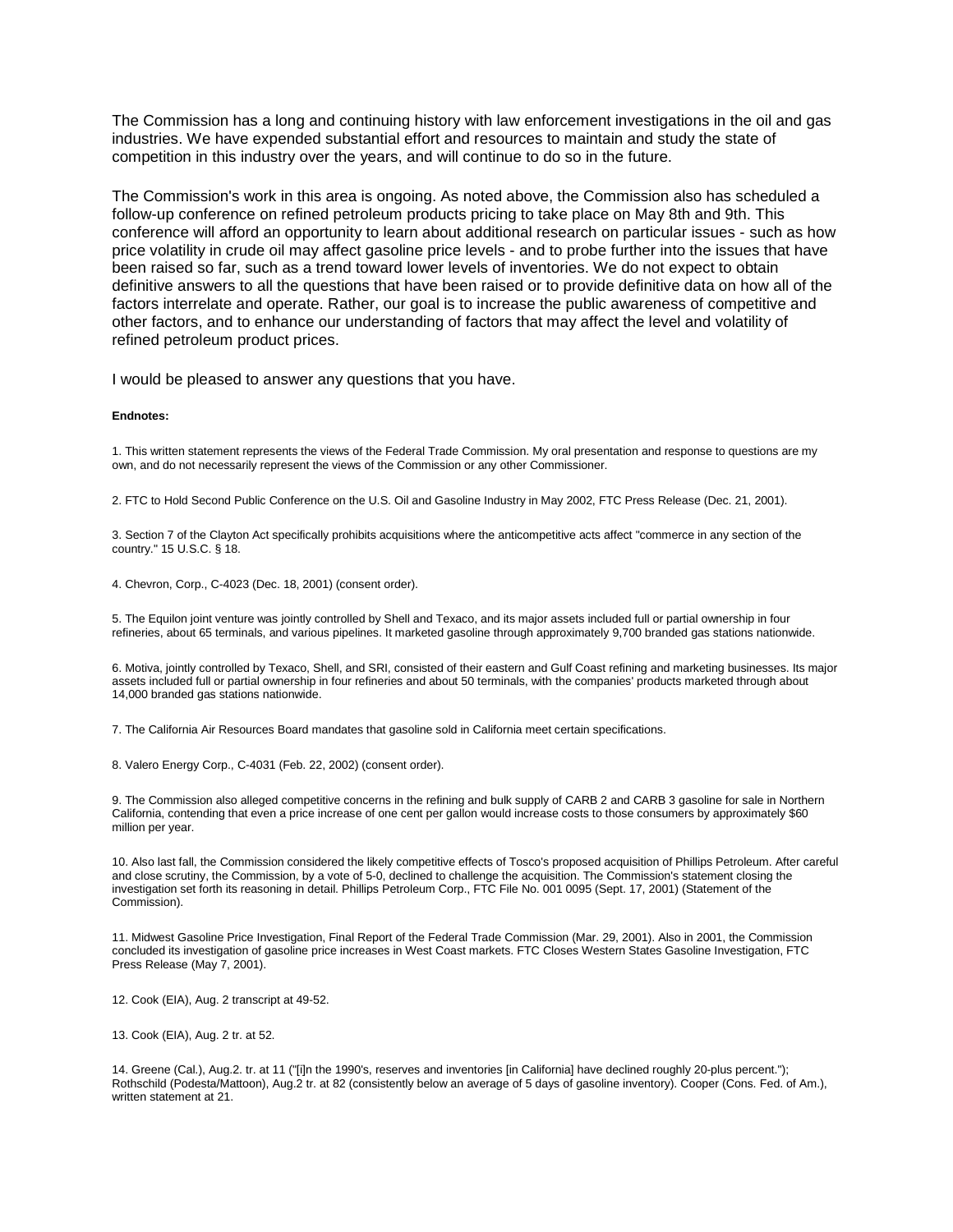The Commission has a long and continuing history with law enforcement investigations in the oil and gas industries. We have expended substantial effort and resources to maintain and study the state of competition in this industry over the years, and will continue to do so in the future.

The Commission's work in this area is ongoing. As noted above, the Commission also has scheduled a follow-up conference on refined petroleum products pricing to take place on May 8th and 9th. This conference will afford an opportunity to learn about additional research on particular issues - such as how price volatility in crude oil may affect gasoline price levels - and to probe further into the issues that have been raised so far, such as a trend toward lower levels of inventories. We do not expect to obtain definitive answers to all the questions that have been raised or to provide definitive data on how all of the factors interrelate and operate. Rather, our goal is to increase the public awareness of competitive and other factors, and to enhance our understanding of factors that may affect the level and volatility of refined petroleum product prices.

I would be pleased to answer any questions that you have.

**Endnotes:**

1. This written statement represents the views of the Federal Trade Commission. My oral presentation and response to questions are my own, and do not necessarily represent the views of the Commission or any other Commissioner.

2. FTC to Hold Second Public Conference on the U.S. Oil and Gasoline Industry in May 2002, FTC Press Release (Dec. 21, 2001).

3. Section 7 of the Clayton Act specifically prohibits acquisitions where the anticompetitive acts affect "commerce in any section of the country." 15 U.S.C. § 18.

4. Chevron, Corp., C-4023 (Dec. 18, 2001) (consent order).

5. The Equilon joint venture was jointly controlled by Shell and Texaco, and its major assets included full or partial ownership in four refineries, about 65 terminals, and various pipelines. It marketed gasoline through approximately 9,700 branded gas stations nationwide.

6. Motiva, jointly controlled by Texaco, Shell, and SRI, consisted of their eastern and Gulf Coast refining and marketing businesses. Its major assets included full or partial ownership in four refineries and about 50 terminals, with the companies' products marketed through about 14,000 branded gas stations nationwide.

7. The California Air Resources Board mandates that gasoline sold in California meet certain specifications.

8. Valero Energy Corp., C-4031 (Feb. 22, 2002) (consent order).

9. The Commission also alleged competitive concerns in the refining and bulk supply of CARB 2 and CARB 3 gasoline for sale in Northern California, contending that even a price increase of one cent per gallon would increase costs to those consumers by approximately $60 million per year.

10. Also last fall, the Commission considered the likely competitive effects of Tosco's proposed acquisition of Phillips Petroleum. After careful and close scrutiny, the Commission, by a vote of 5-0, declined to challenge the acquisition. The Commission's statement closing the investigation set forth its reasoning in detail. Phillips Petroleum Corp., FTC File No. 001 0095 (Sept. 17, 2001) (Statement of the Commission).

11. Midwest Gasoline Price Investigation, Final Report of the Federal Trade Commission (Mar. 29, 2001). Also in 2001, the Commission concluded its investigation of gasoline price increases in West Coast markets. FTC Closes Western States Gasoline Investigation, FTC Press Release (May 7, 2001).

12. Cook (EIA), Aug. 2 transcript at 49-52.

13. Cook (EIA), Aug. 2 tr. at 52.

14. Greene (Cal.), Aug.2. tr. at 11 ("[i]n the 1990's, reserves and inventories [in California] have declined roughly 20-plus percent."); Rothschild (Podesta/Mattoon), Aug.2 tr. at 82 (consistently below an average of 5 days of gasoline inventory). Cooper (Cons. Fed. of Am.), written statement at 21.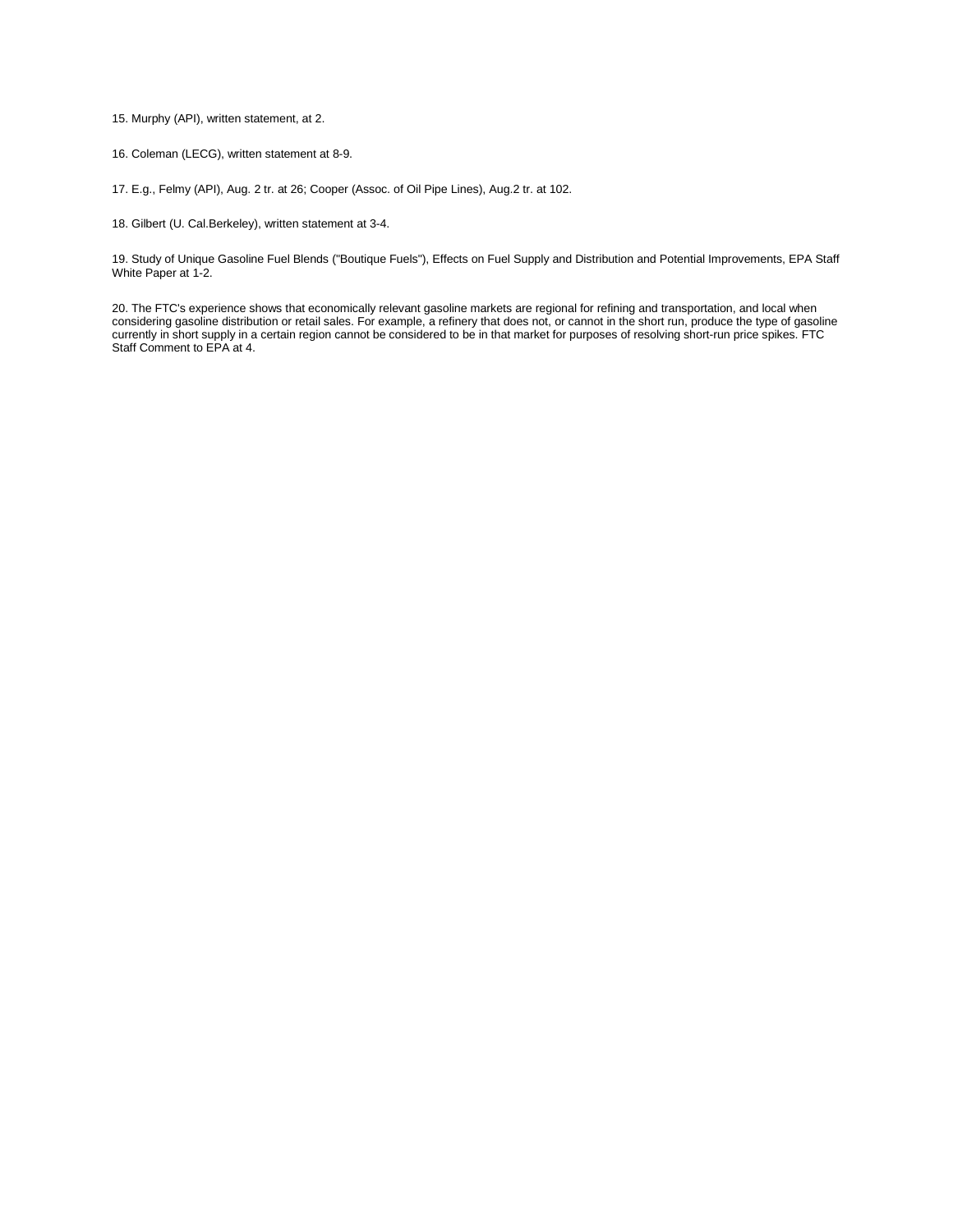15. Murphy (API), written statement, at 2.

16. Coleman (LECG), written statement at 8-9.

17. E.g., Felmy (API), Aug. 2 tr. at 26; Cooper (Assoc. of Oil Pipe Lines), Aug.2 tr. at 102.

18. Gilbert (U. Cal.Berkeley), written statement at 3-4.

19. Study of Unique Gasoline Fuel Blends ("Boutique Fuels"), Effects on Fuel Supply and Distribution and Potential Improvements, EPA Staff White Paper at 1-2.

20. The FTC's experience shows that economically relevant gasoline markets are regional for refining and transportation, and local when considering gasoline distribution or retail sales. For example, a refinery that does not, or cannot in the short run, produce the type of gasoline currently in short supply in a certain region cannot be considered to be in that market for purposes of resolving short-run price spikes. FTC Staff Comment to EPA at 4.